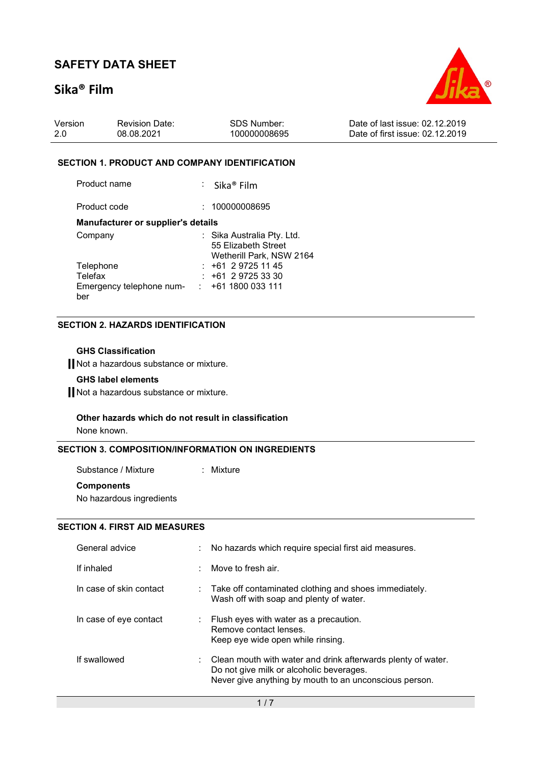# SAFETY DATA SHEET

# Sika® Film

| Version | Revision Date: | SDS Number: | Date of last issue: 02.12.2019 |
|---|---|---|---|
| 2.0 | 08.08.2021 | 100000008695 | Date of first issue: 02.12.2019 |

## SECTION 1. PRODUCT AND COMPANY IDENTIFICATION

Product name : Sika® Film

Product code : 100000008695

**Manufacturer or supplier's details**

Company : Sika Australia Pty. Ltd.
55 Elizabeth Street
Wetherill Park, NSW 2164

Telephone : +61 2 9725 11 45

Telefax : +61 2 9725 33 30

Emergency telephone number : +61 1800 033 111

## SECTION 2. HAZARDS IDENTIFICATION

**GHS Classification**

Not a hazardous substance or mixture.

**GHS label elements**

Not a hazardous substance or mixture.

**Other hazards which do not result in classification**

None known.

## SECTION 3. COMPOSITION/INFORMATION ON INGREDIENTS

Substance / Mixture : Mixture

**Components**

No hazardous ingredients

## SECTION 4. FIRST AID MEASURES

General advice : No hazards which require special first aid measures.

If inhaled : Move to fresh air.

In case of skin contact : Take off contaminated clothing and shoes immediately.
Wash off with soap and plenty of water.

In case of eye contact : Flush eyes with water as a precaution.
Remove contact lenses.
Keep eye wide open while rinsing.

If swallowed : Clean mouth with water and drink afterwards plenty of water.
Do not give milk or alcoholic beverages.
Never give anything by mouth to an unconscious person.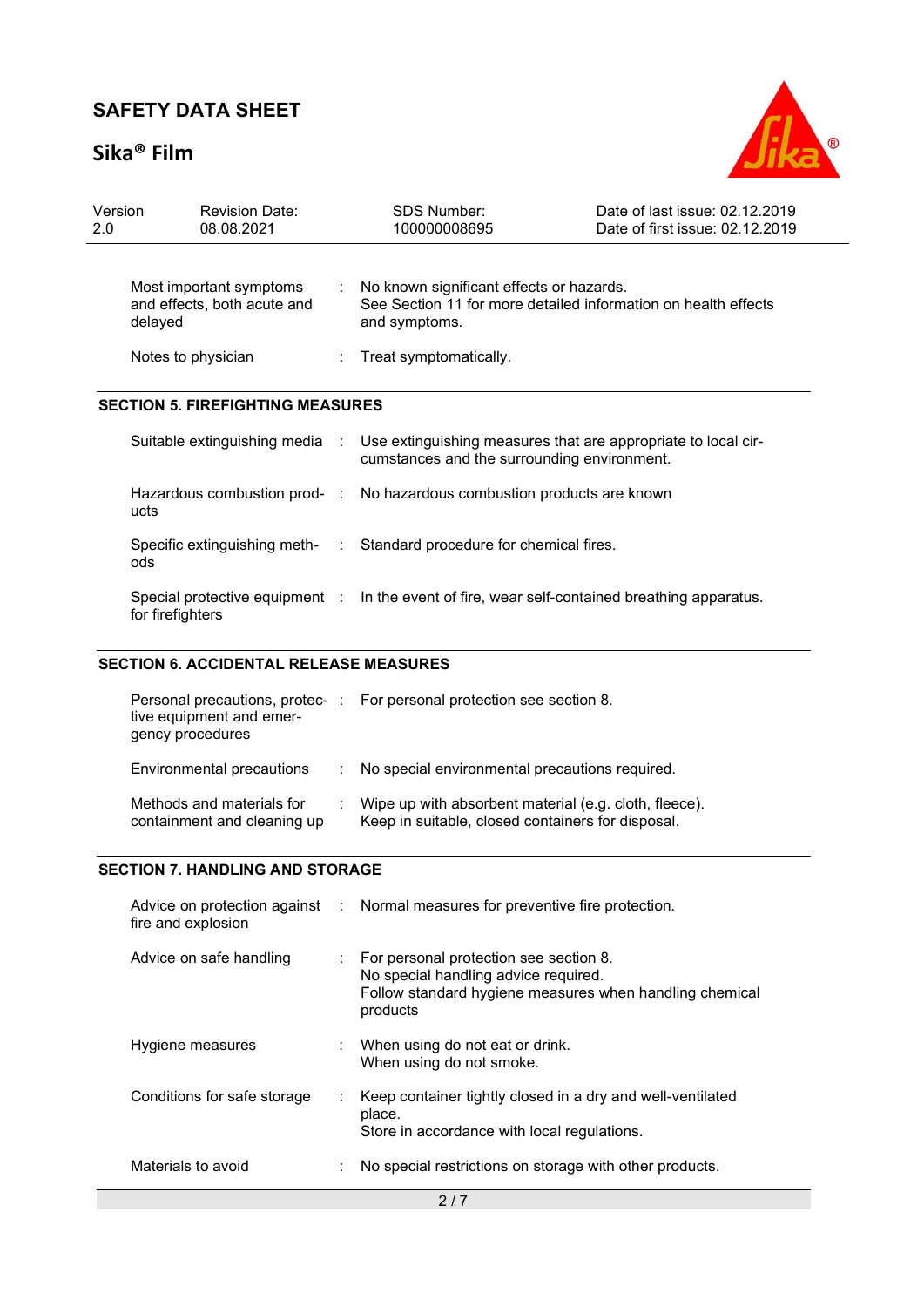| | | |
|---|---|---|
| Most important symptoms and effects, both acute and delayed | : | No known significant effects or hazards.<br>See Section 11 for more detailed information on health effects and symptoms. |
| Notes to physician | : | Treat symptomatically. |

## SECTION 5. FIREFIGHTING MEASURES

| | | |
|---|---|---|
| Suitable extinguishing media | : | Use extinguishing measures that are appropriate to local circumstances and the surrounding environment. |
| Hazardous combustion products | : | No hazardous combustion products are known |
| Specific extinguishing methods | : | Standard procedure for chemical fires. |
| Special protective equipment for firefighters | : | In the event of fire, wear self-contained breathing apparatus. |

## SECTION 6. ACCIDENTAL RELEASE MEASURES

| | | |
|---|---|---|
| Personal precautions, protective equipment and emergency procedures | : | For personal protection see section 8. |
| Environmental precautions | : | No special environmental precautions required. |
| Methods and materials for containment and cleaning up | : | Wipe up with absorbent material (e.g. cloth, fleece).<br>Keep in suitable, closed containers for disposal. |

## SECTION 7. HANDLING AND STORAGE

| | | |
|---|---|---|
| Advice on protection against fire and explosion | : | Normal measures for preventive fire protection. |
| Advice on safe handling | : | For personal protection see section 8.<br>No special handling advice required.<br>Follow standard hygiene measures when handling chemical products |
| Hygiene measures | : | When using do not eat or drink.<br>When using do not smoke. |
| Conditions for safe storage | : | Keep container tightly closed in a dry and well-ventilated place.<br>Store in accordance with local regulations. |
| Materials to avoid | : | No special restrictions on storage with other products. |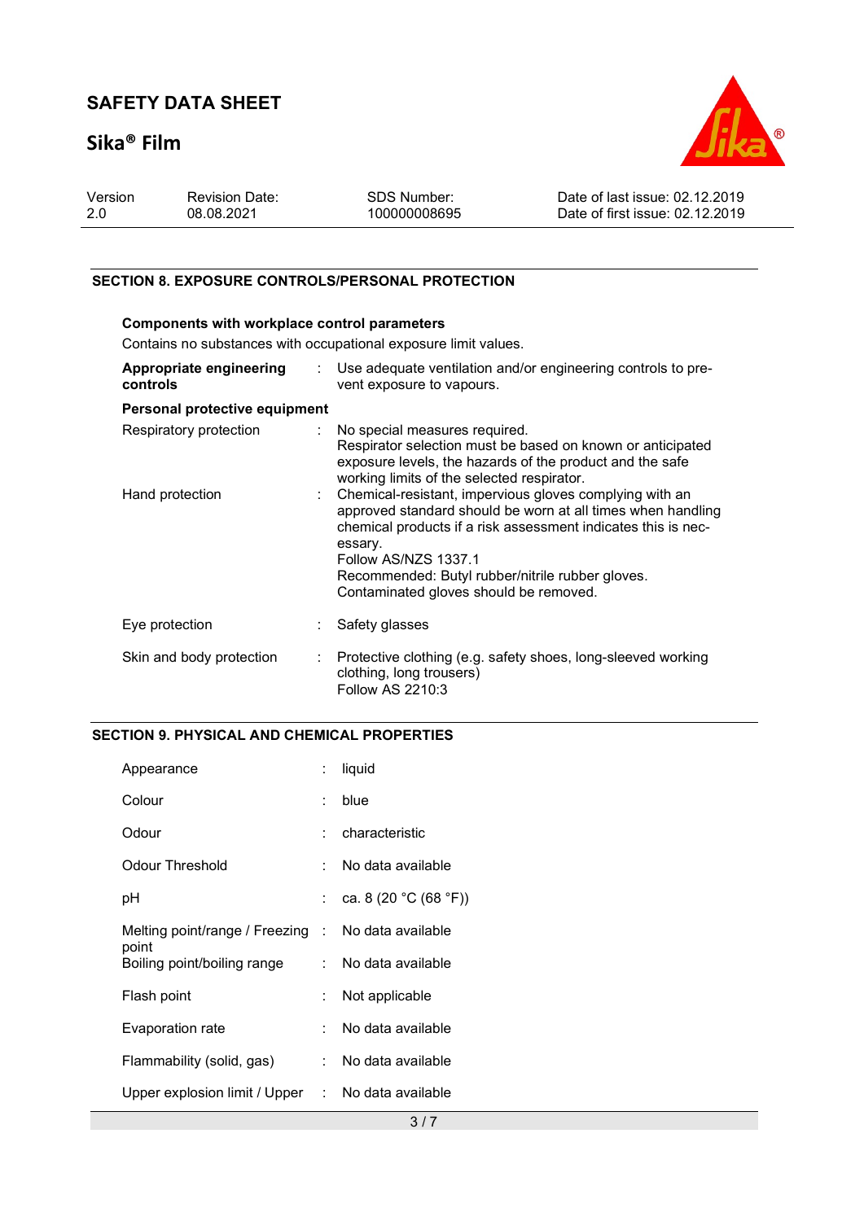## SECTION 8. EXPOSURE CONTROLS/PERSONAL PROTECTION

**Components with workplace control parameters**

Contains no substances with occupational exposure limit values.

| | | |
|---|---|---|
| **Appropriate engineering controls** | : | Use adequate ventilation and/or engineering controls to prevent exposure to vapours. |

**Personal protective equipment**

| | | |
|---|---|---|
| Respiratory protection | : | No special measures required.<br>Respirator selection must be based on known or anticipated exposure levels, the hazards of the product and the safe working limits of the selected respirator. |
| Hand protection | : | Chemical-resistant, impervious gloves complying with an approved standard should be worn at all times when handling chemical products if a risk assessment indicates this is necessary.<br>Follow AS/NZS 1337.1<br>Recommended: Butyl rubber/nitrile rubber gloves.<br>Contaminated gloves should be removed. |
| Eye protection | : | Safety glasses |
| Skin and body protection | : | Protective clothing (e.g. safety shoes, long-sleeved working clothing, long trousers)<br>Follow AS 2210:3 |

## SECTION 9. PHYSICAL AND CHEMICAL PROPERTIES

| | | |
|---|---|---|
| Appearance | : | liquid |
| Colour | : | blue |
| Odour | : | characteristic |
| Odour Threshold | : | No data available |
| pH | : | ca. 8 (20 °C (68 °F)) |
| Melting point/range / Freezing point | : | No data available |
| Boiling point/boiling range | : | No data available |
| Flash point | : | Not applicable |
| Evaporation rate | : | No data available |
| Flammability (solid, gas) | : | No data available |
| Upper explosion limit / Upper | : | No data available |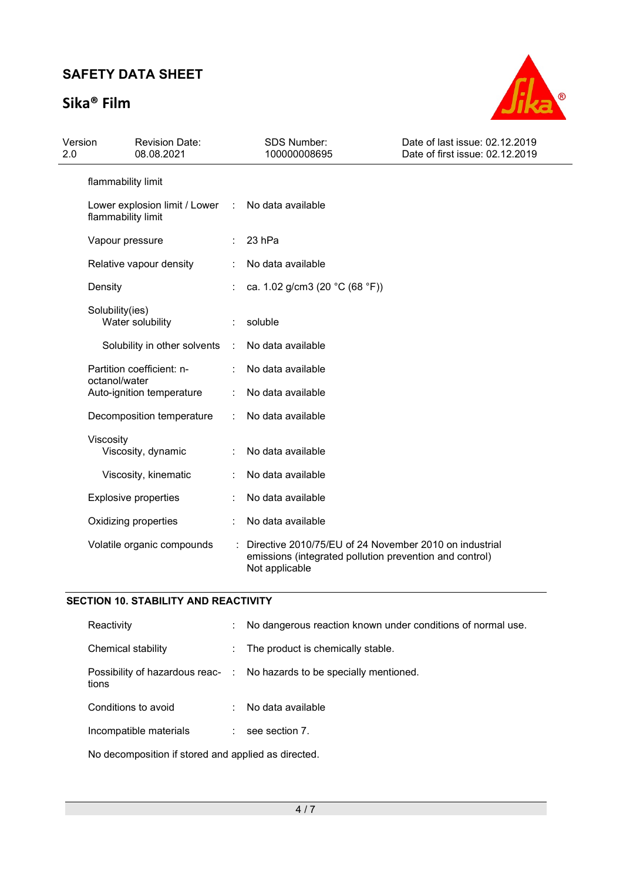flammability limit

| | | |
|---|---|---|
| Lower explosion limit / Lower flammability limit | : | No data available |
| Vapour pressure | : | 23 hPa |
| Relative vapour density | : | No data available |
| Density | : | ca. 1.02 g/cm3 (20 °C (68 °F)) |
| Solubility(ies)<br>Water solubility | : | soluble |
| Solubility in other solvents | : | No data available |
| Partition coefficient: n-octanol/water | : | No data available |
| Auto-ignition temperature | : | No data available |
| Decomposition temperature | : | No data available |
| Viscosity<br>Viscosity, dynamic | : | No data available |
| Viscosity, kinematic | : | No data available |
| Explosive properties | : | No data available |
| Oxidizing properties | : | No data available |
| Volatile organic compounds | : | Directive 2010/75/EU of 24 November 2010 on industrial emissions (integrated pollution prevention and control)<br>Not applicable |

## SECTION 10. STABILITY AND REACTIVITY

| | | |
|---|---|---|
| Reactivity | : | No dangerous reaction known under conditions of normal use. |
| Chemical stability | : | The product is chemically stable. |
| Possibility of hazardous reactions | : | No hazards to be specially mentioned. |
| Conditions to avoid | : | No data available |
| Incompatible materials | : | see section 7. |

No decomposition if stored and applied as directed.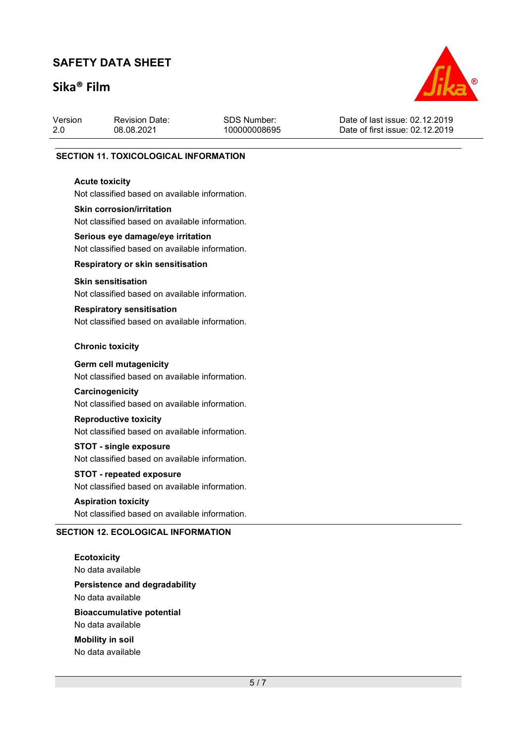## SECTION 11. TOXICOLOGICAL INFORMATION

**Acute toxicity**

Not classified based on available information.

**Skin corrosion/irritation**

Not classified based on available information.

**Serious eye damage/eye irritation**

Not classified based on available information.

**Respiratory or skin sensitisation**

**Skin sensitisation**

Not classified based on available information.

**Respiratory sensitisation**

Not classified based on available information.

**Chronic toxicity**

**Germ cell mutagenicity**

Not classified based on available information.

**Carcinogenicity**

Not classified based on available information.

**Reproductive toxicity**

Not classified based on available information.

**STOT - single exposure**

Not classified based on available information.

**STOT - repeated exposure**

Not classified based on available information.

**Aspiration toxicity**

Not classified based on available information.

## SECTION 12. ECOLOGICAL INFORMATION

**Ecotoxicity**

No data available

**Persistence and degradability**

No data available

**Bioaccumulative potential**

No data available

**Mobility in soil**

No data available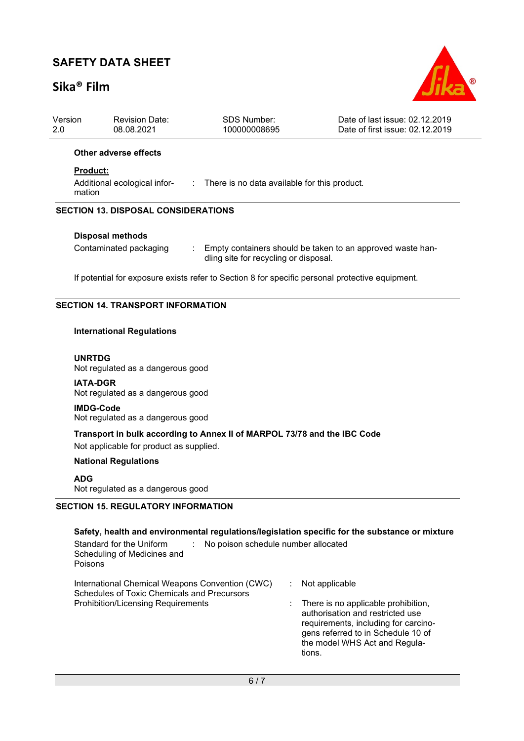**Other adverse effects**

**Product:**

Additional ecological information : There is no data available for this product.

## SECTION 13. DISPOSAL CONSIDERATIONS

**Disposal methods**

Contaminated packaging : Empty containers should be taken to an approved waste handling site for recycling or disposal.

If potential for exposure exists refer to Section 8 for specific personal protective equipment.

## SECTION 14. TRANSPORT INFORMATION

**International Regulations**

**UNRTDG**
Not regulated as a dangerous good

**IATA-DGR**
Not regulated as a dangerous good

**IMDG-Code**
Not regulated as a dangerous good

**Transport in bulk according to Annex II of MARPOL 73/78 and the IBC Code**
Not applicable for product as supplied.

**National Regulations**

**ADG**
Not regulated as a dangerous good

## SECTION 15. REGULATORY INFORMATION

**Safety, health and environmental regulations/legislation specific for the substance or mixture**

Standard for the Uniform Scheduling of Medicines and Poisons : No poison schedule number allocated

International Chemical Weapons Convention (CWC) Schedules of Toxic Chemicals and Precursors : Not applicable

Prohibition/Licensing Requirements : There is no applicable prohibition, authorisation and restricted use requirements, including for carcinogens referred to in Schedule 10 of the model WHS Act and Regulations.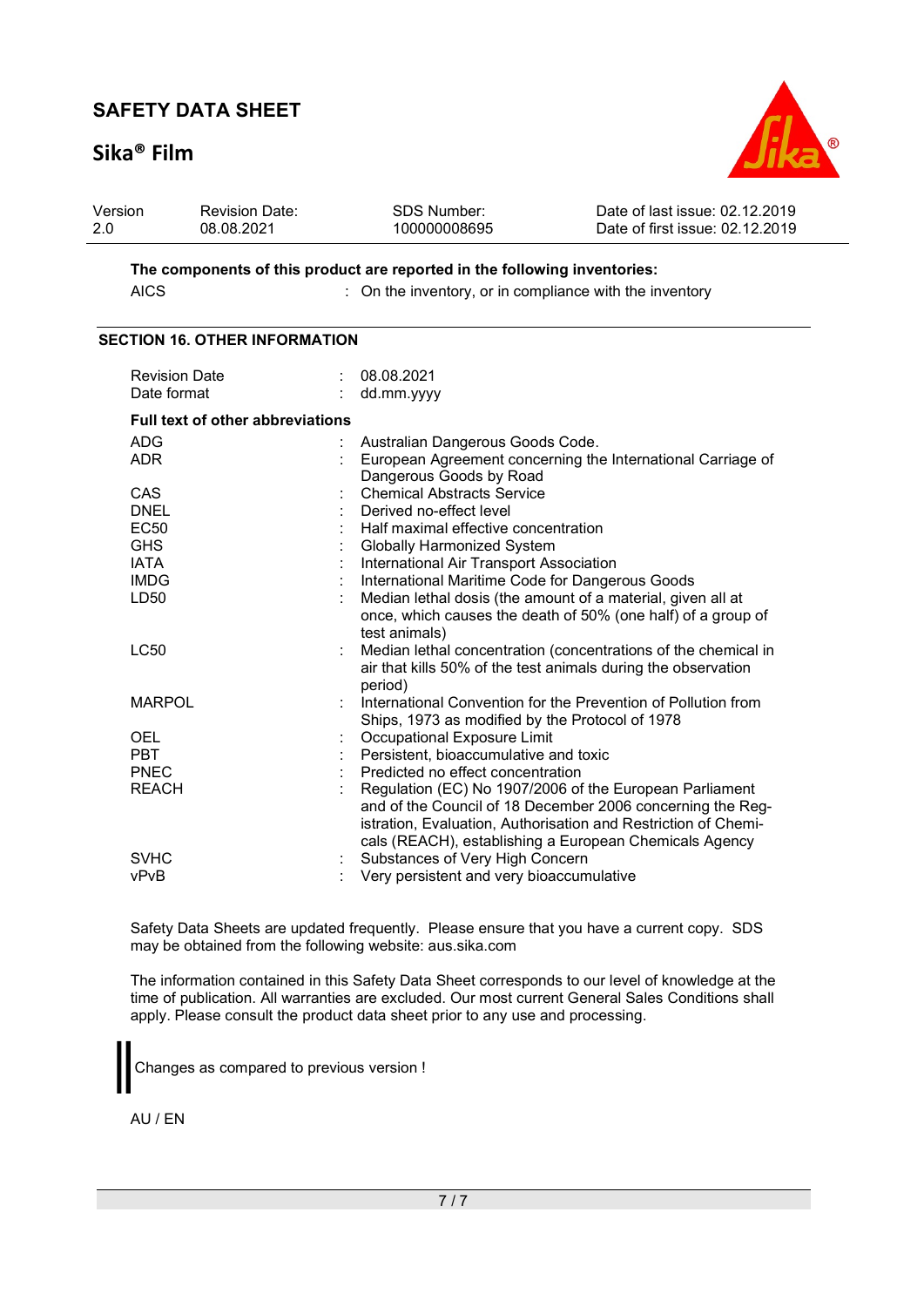**The components of this product are reported in the following inventories:**

AICS : On the inventory, or in compliance with the inventory

## SECTION 16. OTHER INFORMATION

| | |
|---|---|
| Revision Date | : 08.08.2021 |
| Date format | : dd.mm.yyyy |

**Full text of other abbreviations**

| | |
|---|---|
| ADG | : Australian Dangerous Goods Code. |
| ADR | : European Agreement concerning the International Carriage of Dangerous Goods by Road |
| CAS | : Chemical Abstracts Service |
| DNEL | : Derived no-effect level |
| EC50 | : Half maximal effective concentration |
| GHS | : Globally Harmonized System |
| IATA | : International Air Transport Association |
| IMDG | : International Maritime Code for Dangerous Goods |
| LD50 | : Median lethal dosis (the amount of a material, given all at once, which causes the death of 50% (one half) of a group of test animals) |
| LC50 | : Median lethal concentration (concentrations of the chemical in air that kills 50% of the test animals during the observation period) |
| MARPOL | : International Convention for the Prevention of Pollution from Ships, 1973 as modified by the Protocol of 1978 |
| OEL | : Occupational Exposure Limit |
| PBT | : Persistent, bioaccumulative and toxic |
| PNEC | : Predicted no effect concentration |
| REACH | : Regulation (EC) No 1907/2006 of the European Parliament and of the Council of 18 December 2006 concerning the Registration, Evaluation, Authorisation and Restriction of Chemicals (REACH), establishing a European Chemicals Agency |
| SVHC | : Substances of Very High Concern |
| vPvB | : Very persistent and very bioaccumulative |

Safety Data Sheets are updated frequently. Please ensure that you have a current copy. SDS may be obtained from the following website: aus.sika.com

The information contained in this Safety Data Sheet corresponds to our level of knowledge at the time of publication. All warranties are excluded. Our most current General Sales Conditions shall apply. Please consult the product data sheet prior to any use and processing.

Changes as compared to previous version !

AU / EN